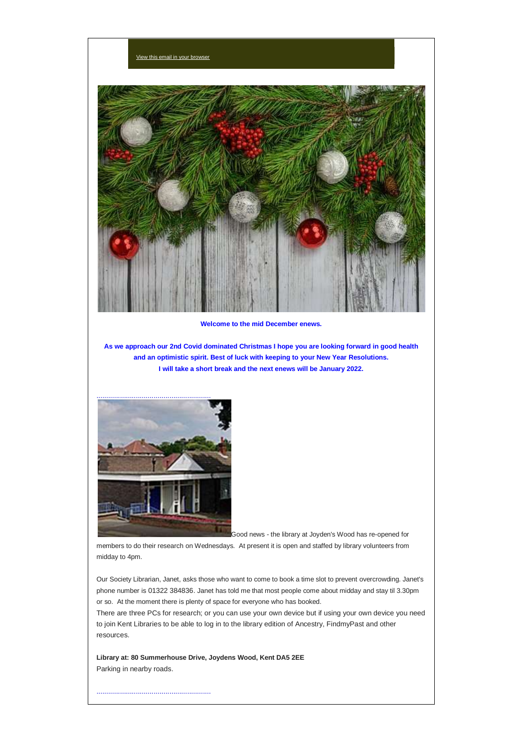View this email in your browser

**Welcome to the mid December enews.**

**As we approach our 2nd Covid dominated Christmas I hope you are looking forward in good health and an optimistic spirit. Best of luck with keeping to your New Year Resolutions.**
**I will take a short break and the next enews will be January 2022.**

..........................................................

Good news - the library at Joyden's Wood has re-opened for members to do their research on Wednesdays. At present it is open and staffed by library volunteers from midday to 4pm.

Our Society Librarian, Janet, asks those who want to come to book a time slot to prevent overcrowding. Janet's phone number is 01322 384836. Janet has told me that most people come about midday and stay til 3.30pm or so. At the moment there is plenty of space for everyone who has booked.
There are three PCs for research; or you can use your own device but if using your own device you need to join Kent Libraries to be able to log in to the library edition of Ancestry, FindmyPast and other resources.

**Library at: 80 Summerhouse Drive, Joydens Wood, Kent DA5 2EE**
Parking in nearby roads.

..........................................................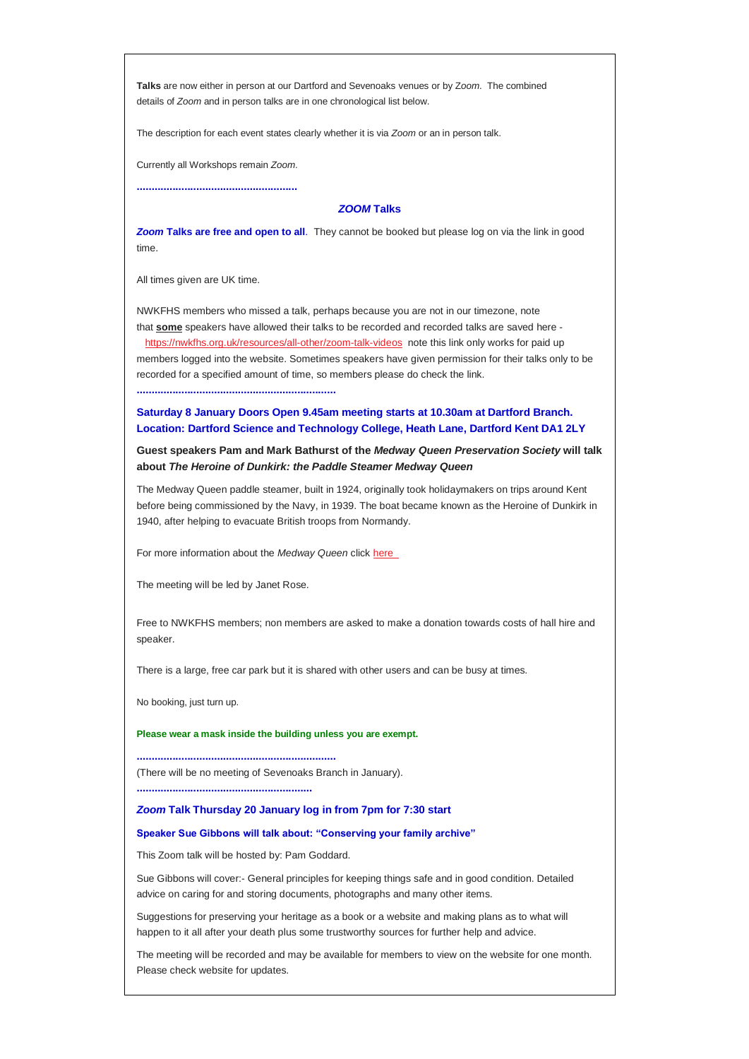**Talks** are now either in person at our Dartford and Sevenoaks venues or by *Zoom*. The combined details of *Zoom* and in person talks are in one chronological list below.

The description for each event states clearly whether it is via *Zoom* or an in person talk.

Currently all Workshops remain *Zoom*.

.....................................................

## *ZOOM* Talks

***Zoom* Talks are free and open to all**. They cannot be booked but please log on via the link in good time.

All times given are UK time.

NWKFHS members who missed a talk, perhaps because you are not in our timezone, note that **some** speakers have allowed their talks to be recorded and recorded talks are saved here - https://nwkfhs.org.uk/resources/all-other/zoom-talk-videos note this link only works for paid up members logged into the website. Sometimes speakers have given permission for their talks only to be recorded for a specified amount of time, so members please do check the link.

..................................................................

**Saturday 8 January Doors Open 9.45am meeting starts at 10.30am at Dartford Branch. Location: Dartford Science and Technology College, Heath Lane, Dartford Kent DA1 2LY**

**Guest speakers Pam and Mark Bathurst of the *Medway Queen Preservation Society* will talk about *The Heroine of Dunkirk: the Paddle Steamer Medway Queen***

The Medway Queen paddle steamer, built in 1924, originally took holidaymakers on trips around Kent before being commissioned by the Navy, in 1939. The boat became known as the Heroine of Dunkirk in 1940, after helping to evacuate British troops from Normandy.

For more information about the *Medway Queen* click here

The meeting will be led by Janet Rose.

Free to NWKFHS members; non members are asked to make a donation towards costs of hall hire and speaker.

There is a large, free car park but it is shared with other users and can be busy at times.

No booking, just turn up.

**Please wear a mask inside the building unless you are exempt.**

..................................................................

(There will be no meeting of Sevenoaks Branch in January).

..........................................................

***Zoom* Talk Thursday 20 January log in from 7pm for 7:30 start**

**Speaker Sue Gibbons will talk about: "Conserving your family archive"**

This Zoom talk will be hosted by: Pam Goddard.

Sue Gibbons will cover:- General principles for keeping things safe and in good condition. Detailed advice on caring for and storing documents, photographs and many other items.

Suggestions for preserving your heritage as a book or a website and making plans as to what will happen to it all after your death plus some trustworthy sources for further help and advice.

The meeting will be recorded and may be available for members to view on the website for one month. Please check website for updates.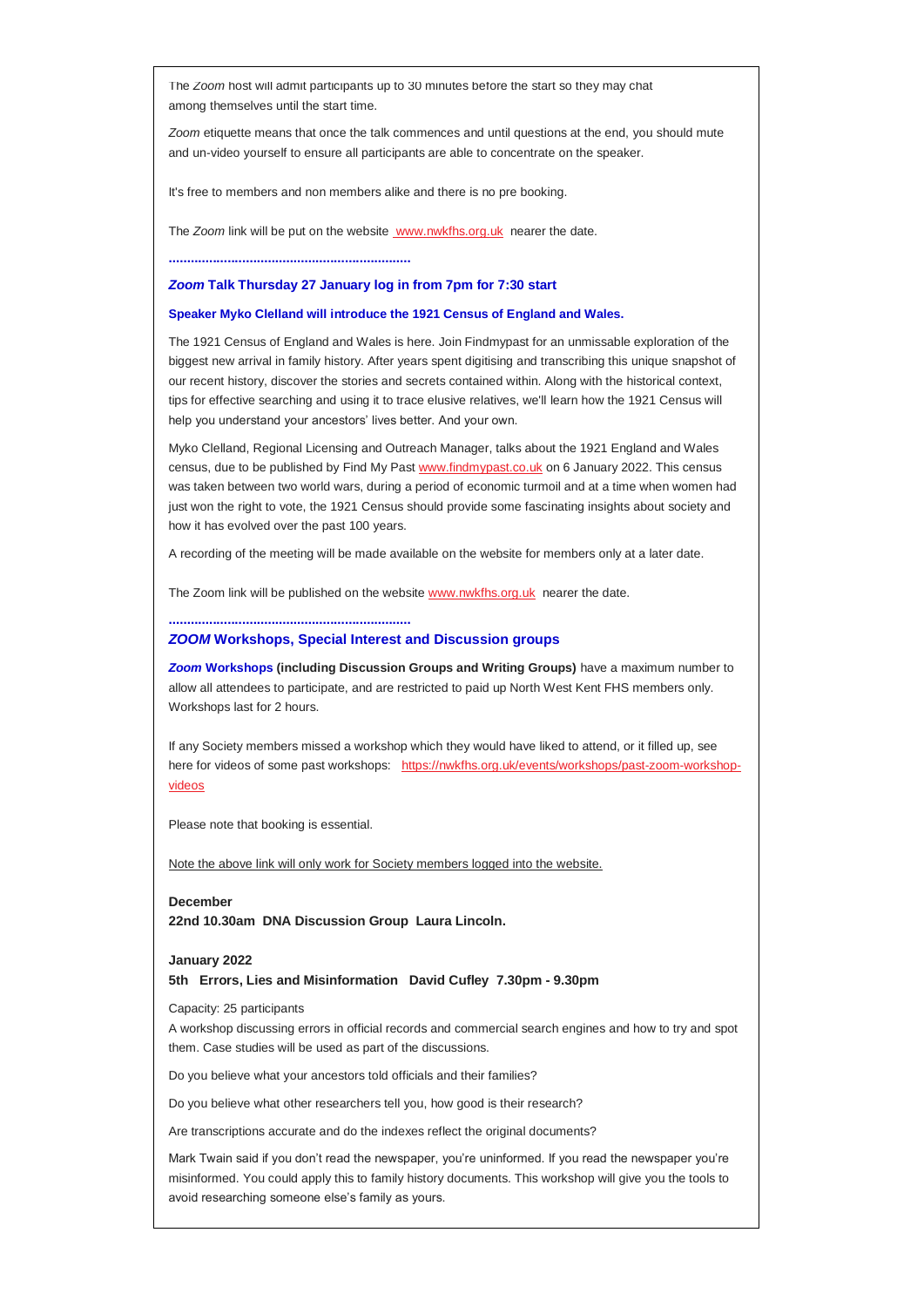The *Zoom* host will admit participants up to 30 minutes before the start so they may chat among themselves until the start time.

*Zoom* etiquette means that once the talk commences and until questions at the end, you should mute and un-video yourself to ensure all participants are able to concentrate on the speaker.

It's free to members and non members alike and there is no pre booking.

The *Zoom* link will be put on the website www.nwkfhs.org.uk nearer the date.

..................................................................

### ***Zoom*** **Talk Thursday 27 January log in from 7pm for 7:30 start**

**Speaker Myko Clelland will introduce the 1921 Census of England and Wales.**

The 1921 Census of England and Wales is here. Join Findmypast for an unmissable exploration of the biggest new arrival in family history. After years spent digitising and transcribing this unique snapshot of our recent history, discover the stories and secrets contained within. Along with the historical context, tips for effective searching and using it to trace elusive relatives, we'll learn how the 1921 Census will help you understand your ancestors' lives better. And your own.

Myko Clelland, Regional Licensing and Outreach Manager, talks about the 1921 England and Wales census, due to be published by Find My Past www.findmypast.co.uk on 6 January 2022. This census was taken between two world wars, during a period of economic turmoil and at a time when women had just won the right to vote, the 1921 Census should provide some fascinating insights about society and how it has evolved over the past 100 years.

A recording of the meeting will be made available on the website for members only at a later date.

The Zoom link will be published on the website www.nwkfhs.org.uk nearer the date.

..................................................................

### ***ZOOM*** **Workshops, Special Interest and Discussion groups**

***Zoom*** **Workshops (including Discussion Groups and Writing Groups)** have a maximum number to allow all attendees to participate, and are restricted to paid up North West Kent FHS members only. Workshops last for 2 hours.

If any Society members missed a workshop which they would have liked to attend, or it filled up, see here for videos of some past workshops: https://nwkfhs.org.uk/events/workshops/past-zoom-workshop-videos

Please note that booking is essential.

Note the above link will only work for Society members logged into the website.

**December**
**22nd 10.30am DNA Discussion Group Laura Lincoln.**

**January 2022**
**5th Errors, Lies and Misinformation David Cufley 7.30pm - 9.30pm**

Capacity: 25 participants
A workshop discussing errors in official records and commercial search engines and how to try and spot them. Case studies will be used as part of the discussions.

Do you believe what your ancestors told officials and their families?

Do you believe what other researchers tell you, how good is their research?

Are transcriptions accurate and do the indexes reflect the original documents?

Mark Twain said if you don't read the newspaper, you're uninformed. If you read the newspaper you're misinformed. You could apply this to family history documents. This workshop will give you the tools to avoid researching someone else's family as yours.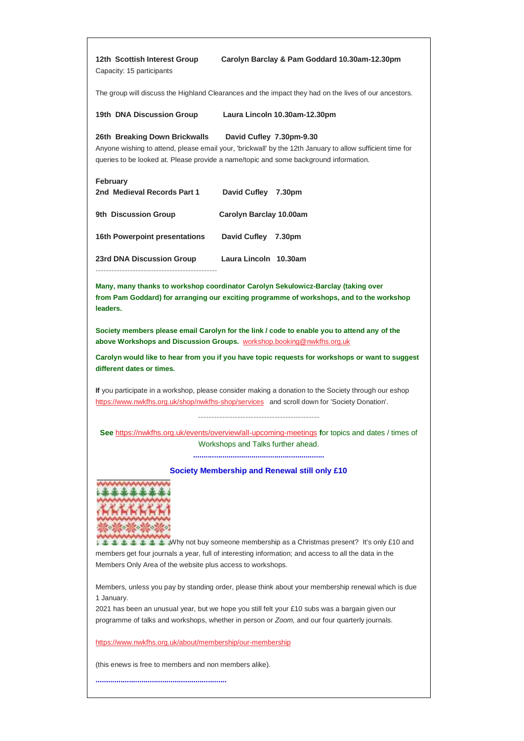**12th Scottish Interest Group** **Carolyn Barclay & Pam Goddard 10.30am-12.30pm**
Capacity: 15 participants

The group will discuss the Highland Clearances and the impact they had on the lives of our ancestors.

**19th DNA Discussion Group** **Laura Lincoln 10.30am-12.30pm**

**26th Breaking Down Brickwalls** **David Cufley 7.30pm-9.30**
Anyone wishing to attend, please email your, 'brickwall' by the 12th January to allow sufficient time for queries to be looked at. Please provide a name/topic and some background information.

**February**
**2nd Medieval Records Part 1** **David Cufley 7.30pm**

**9th Discussion Group** **Carolyn Barclay 10.00am**

**16th Powerpoint presentations** **David Cufley 7.30pm**

**23rd DNA Discussion Group** **Laura Lincoln 10.30am**

---

**Many, many thanks to workshop coordinator Carolyn Sekulowicz-Barclay (taking over from Pam Goddard) for arranging our exciting programme of workshops, and to the workshop leaders.**

**Society members please email Carolyn for the link / code to enable you to attend any of the above Workshops and Discussion Groups.** workshop.booking@nwkfhs.org.uk

**Carolyn would like to hear from you if you have topic requests for workshops or want to suggest different dates or times.**

**If** you participate in a workshop, please consider making a donation to the Society through our eshop https://www.nwkfhs.org.uk/shop/nwkfhs-shop/services and scroll down for 'Society Donation'.

---

**See** https://nwkfhs.org.uk/events/overview/all-upcoming-meetings **f**or topics and dates / times of Workshops and Talks further ahead.

---

**Society Membership and Renewal still only £10**

Why not buy someone membership as a Christmas present? It's only £10 and members get four journals a year, full of interesting information; and access to all the data in the Members Only Area of the website plus access to workshops.

Members, unless you pay by standing order, please think about your membership renewal which is due 1 January.
2021 has been an unusual year, but we hope you still felt your £10 subs was a bargain given our programme of talks and workshops, whether in person or *Zoom,* and our four quarterly journals.

https://www.nwkfhs.org.uk/about/membership/our-membership

(this enews is free to members and non members alike).

---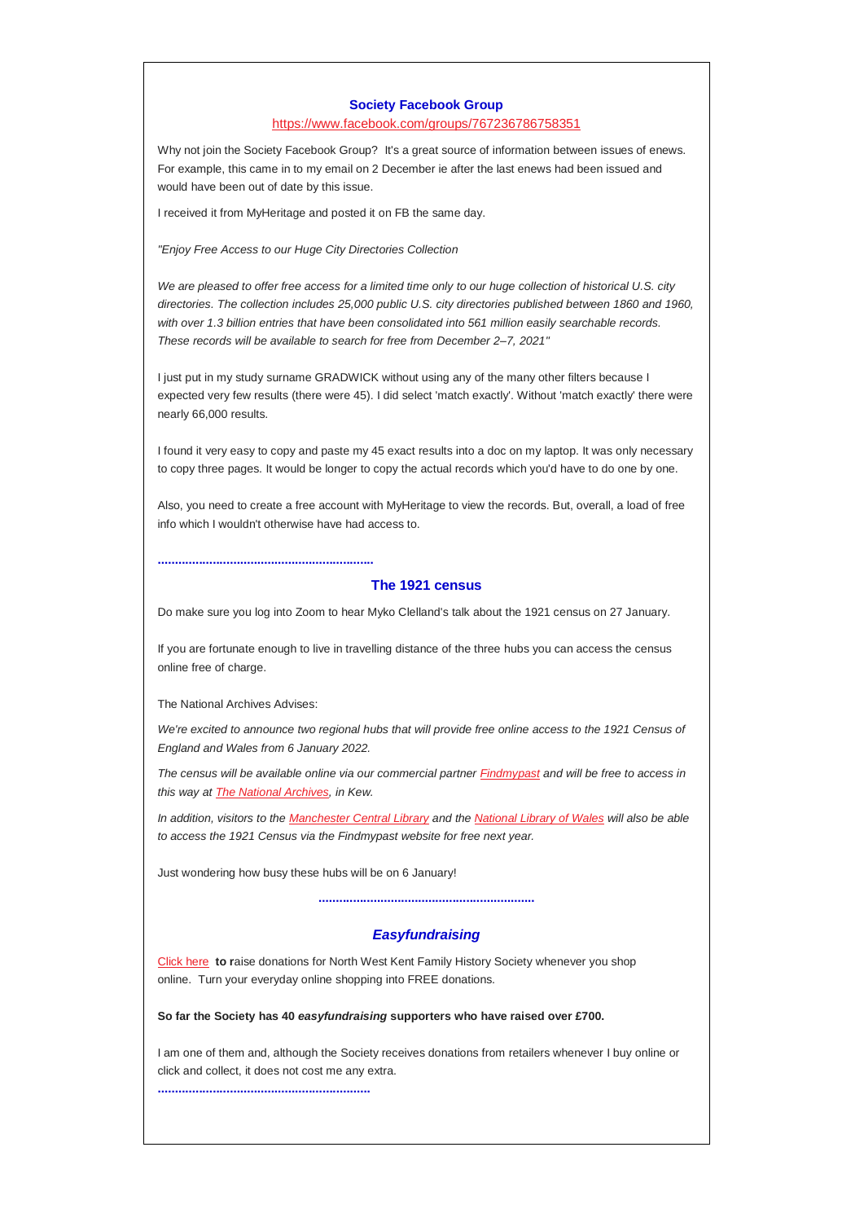## Society Facebook Group

https://www.facebook.com/groups/767236786758351

Why not join the Society Facebook Group? It's a great source of information between issues of enews. For example, this came in to my email on 2 December ie after the last enews had been issued and would have been out of date by this issue.

I received it from MyHeritage and posted it on FB the same day.

*"Enjoy Free Access to our Huge City Directories Collection*

*We are pleased to offer free access for a limited time only to our huge collection of historical U.S. city directories. The collection includes 25,000 public U.S. city directories published between 1860 and 1960, with over 1.3 billion entries that have been consolidated into 561 million easily searchable records. These records will be available to search for free from December 2–7, 2021"*

I just put in my study surname GRADWICK without using any of the many other filters because I expected very few results (there were 45). I did select 'match exactly'. Without 'match exactly' there were nearly 66,000 results.

I found it very easy to copy and paste my 45 exact results into a doc on my laptop. It was only necessary to copy three pages. It would be longer to copy the actual records which you'd have to do one by one.

Also, you need to create a free account with MyHeritage to view the records. But, overall, a load of free info which I wouldn't otherwise have had access to.

..............................................................

## The 1921 census

Do make sure you log into Zoom to hear Myko Clelland's talk about the 1921 census on 27 January.

If you are fortunate enough to live in travelling distance of the three hubs you can access the census online free of charge.

The National Archives Advises:

*We're excited to announce two regional hubs that will provide free online access to the 1921 Census of England and Wales from 6 January 2022.*

*The census will be available online via our commercial partner Findmypast and will be free to access in this way at The National Archives, in Kew.*

*In addition, visitors to the Manchester Central Library and the National Library of Wales will also be able to access the 1921 Census via the Findmypast website for free next year.*

Just wondering how busy these hubs will be on 6 January!

..............................................................

## *Easyfundraising*

Click here **to r**aise donations for North West Kent Family History Society whenever you shop online. Turn your everyday online shopping into FREE donations.

**So far the Society has 40 *easyfundraising* supporters who have raised over £700.**

I am one of them and, although the Society receives donations from retailers whenever I buy online or click and collect, it does not cost me any extra.

..............................................................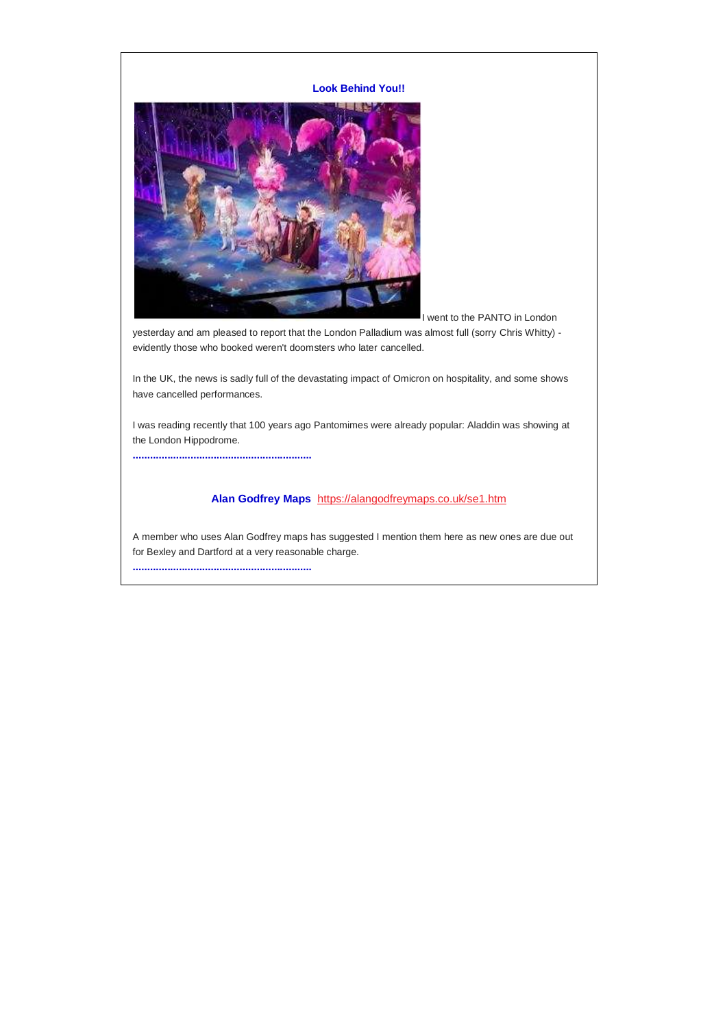### Look Behind You!!

I went to the PANTO in London yesterday and am pleased to report that the London Palladium was almost full (sorry Chris Whitty) - evidently those who booked weren't doomsters who later cancelled.

In the UK, the news is sadly full of the devastating impact of Omicron on hospitality, and some shows have cancelled performances.

I was reading recently that 100 years ago Pantomimes were already popular: Aladdin was showing at the London Hippodrome.

.............................................................

### Alan Godfrey Maps  https://alangodfreymaps.co.uk/se1.htm

A member who uses Alan Godfrey maps has suggested I mention them here as new ones are due out for Bexley and Dartford at a very reasonable charge.

.............................................................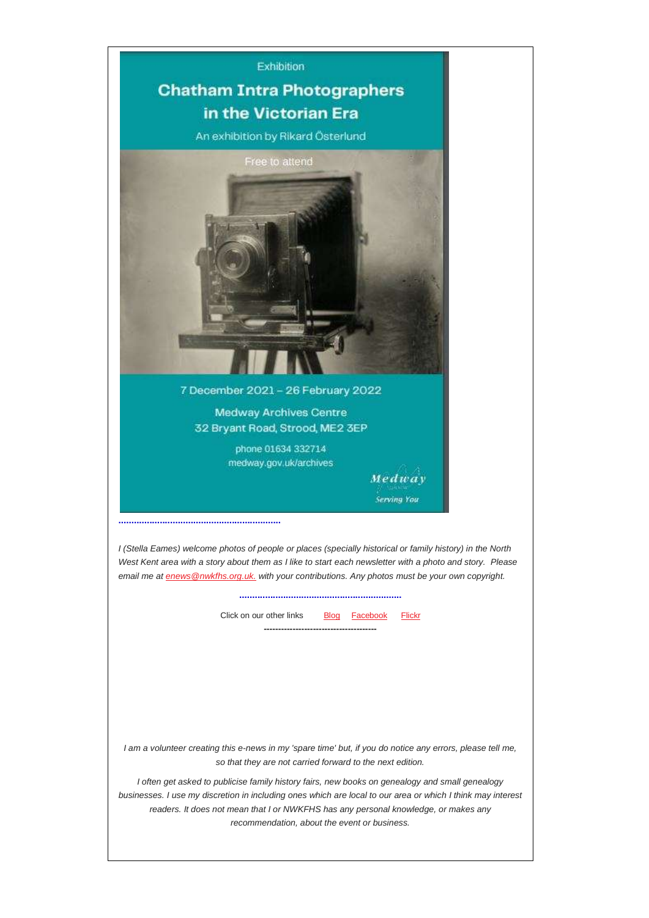Exhibition

## Chatham Intra Photographers in the Victorian Era

An exhibition by Rikard Österlund

Free to attend

7 December 2021 – 26 February 2022

Medway Archives Centre
32 Bryant Road, Strood, ME2 3EP

phone 01634 332714
medway.gov.uk/archives

Medway
Serving You

.............................................................

*I (Stella Eames) welcome photos of people or places (specially historical or family history) in the North West Kent area with a story about them as I like to start each newsletter with a photo and story. Please email me at enews@nwkfhs.org.uk. with your contributions. Any photos must be your own copyright.*

.............................................................

Click on our other links Blog Facebook Flickr

--------------------------------------

*I am a volunteer creating this e-news in my 'spare time' but, if you do notice any errors, please tell me, so that they are not carried forward to the next edition.*

*I often get asked to publicise family history fairs, new books on genealogy and small genealogy businesses. I use my discretion in including ones which are local to our area or which I think may interest readers. It does not mean that I or NWKFHS has any personal knowledge, or makes any recommendation, about the event or business.*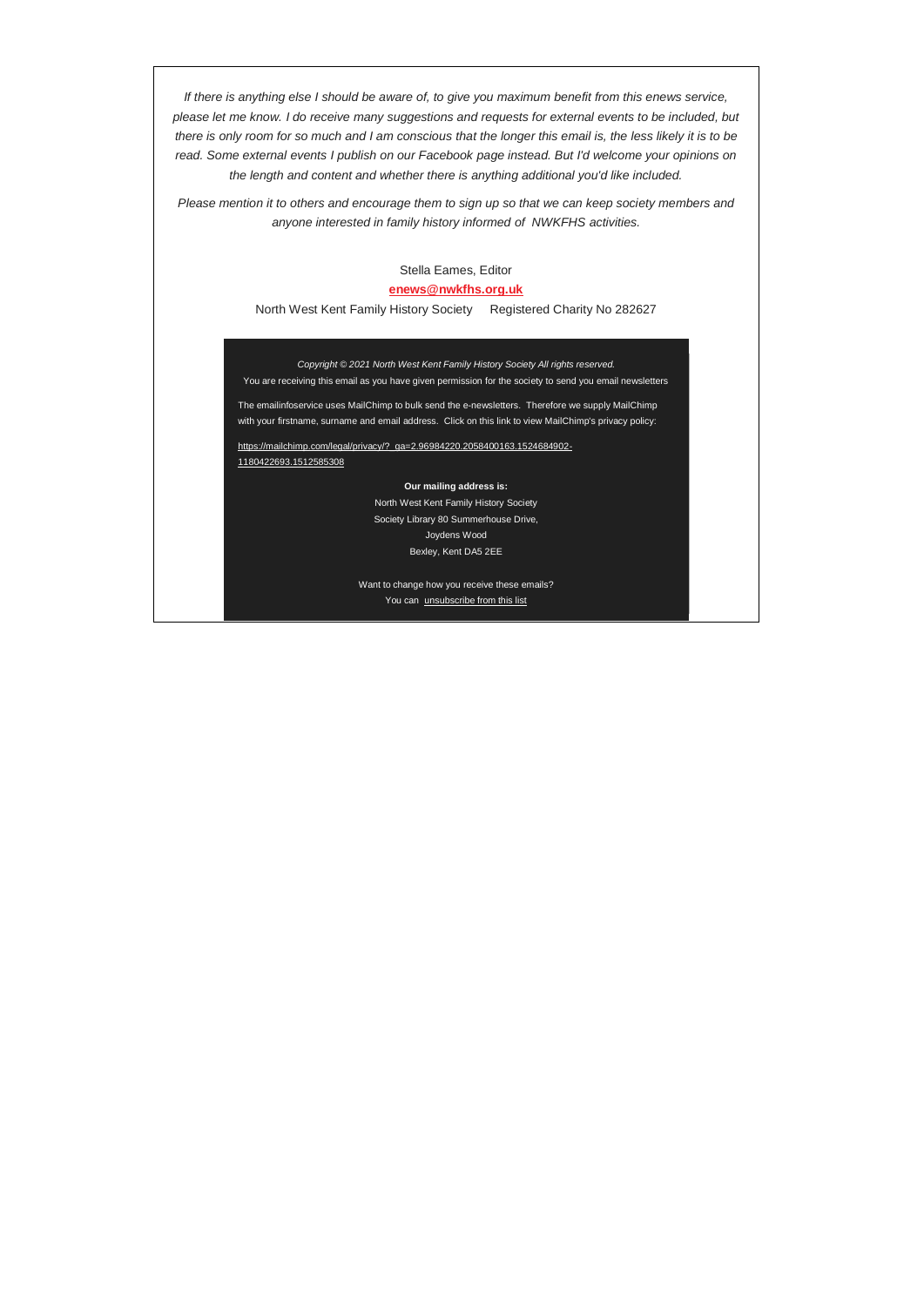*If there is anything else I should be aware of, to give you maximum benefit from this enews service, please let me know. I do receive many suggestions and requests for external events to be included, but there is only room for so much and I am conscious that the longer this email is, the less likely it is to be read. Some external events I publish on our Facebook page instead. But I'd welcome your opinions on the length and content and whether there is anything additional you'd like included.*

*Please mention it to others and encourage them to sign up so that we can keep society members and anyone interested in family history informed of NWKFHS activities.*

Stella Eames, Editor

**enews@nwkfhs.org.uk**

North West Kent Family History Society Registered Charity No 282627

*Copyright © 2021 North West Kent Family History Society All rights reserved.*

You are receiving this email as you have given permission for the society to send you email newsletters

The emailinfoservice uses MailChimp to bulk send the e-newsletters. Therefore we supply MailChimp with your firstname, surname and email address. Click on this link to view MailChimp's privacy policy:

https://mailchimp.com/legal/privacy/?_ga=2.96984220.2058400163.1524684902-1180422693.1512585308

**Our mailing address is:**

North West Kent Family History Society
Society Library 80 Summerhouse Drive,
Joydens Wood
Bexley, Kent DA5 2EE

Want to change how you receive these emails?
You can unsubscribe from this list